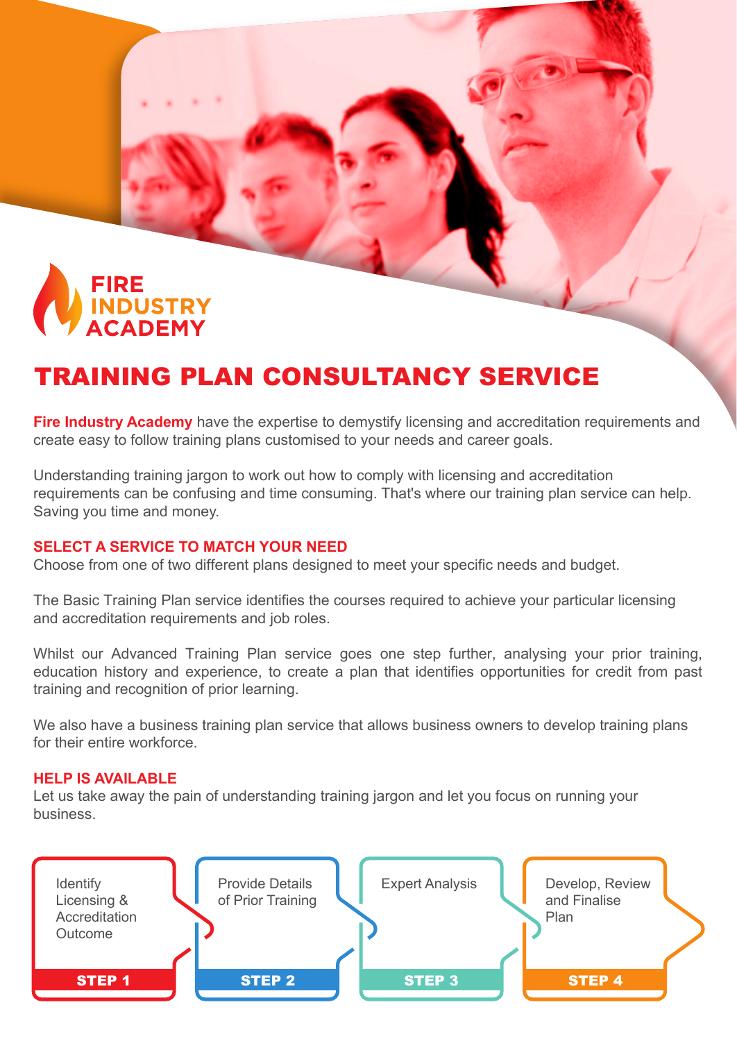FIRE INDUSTRY ACADEMY

# TRAINING PLAN CONSULTANCY SERVICE

**Fire Industry Academy** have the expertise to demystify licensing and accreditation requirements and create easy to follow training plans customised to your needs and career goals.

Understanding training jargon to work out how to comply with licensing and accreditation requirements can be confusing and time consuming. That's where our training plan service can help. Saving you time and money.

## SELECT A SERVICE TO MATCH YOUR NEED

Choose from one of two different plans designed to meet your specific needs and budget.

The Basic Training Plan service identifies the courses required to achieve your particular licensing and accreditation requirements and job roles.

Whilst our Advanced Training Plan service goes one step further, analysing your prior training, education history and experience, to create a plan that identifies opportunities for credit from past training and recognition of prior learning.

We also have a business training plan service that allows business owners to develop training plans for their entire workforce.

## HELP IS AVAILABLE

Let us take away the pain of understanding training jargon and let you focus on running your business.

- **STEP 1**: Identify Licensing & Accreditation Outcome
- **STEP 2**: Provide Details of Prior Training
- **STEP 3**: Expert Analysis
- **STEP 4**: Develop, Review and Finalise Plan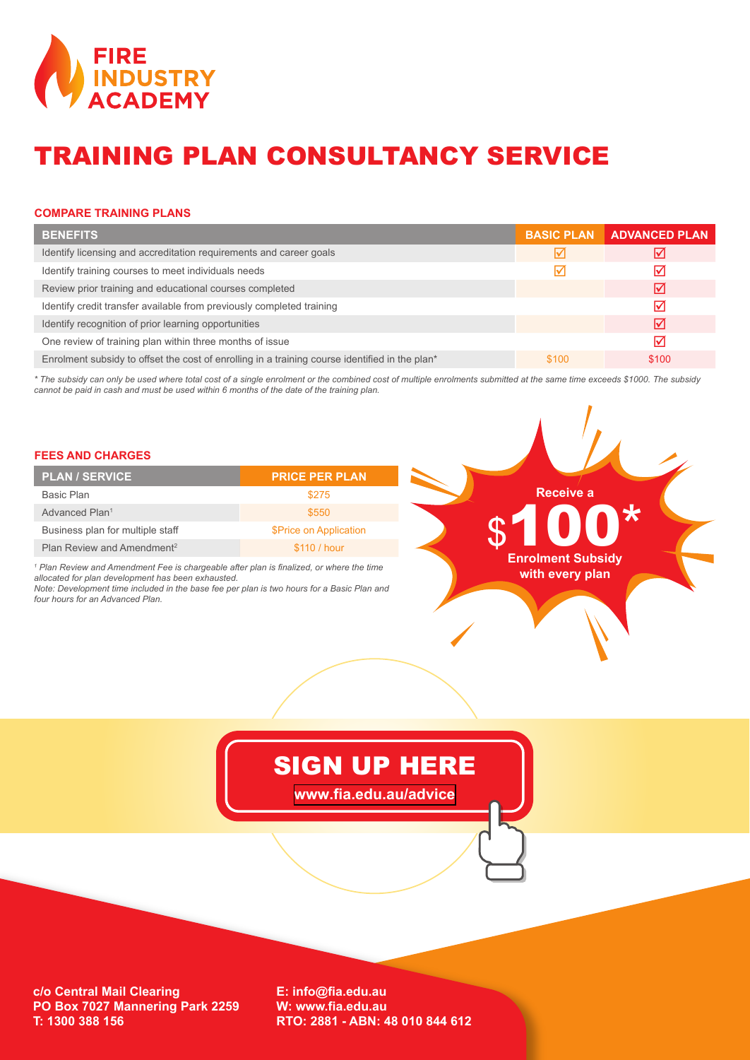# TRAINING PLAN CONSULTANCY SERVICE

### COMPARE TRAINING PLANS

| BENEFITS | BASIC PLAN | ADVANCED PLAN |
|---|---|---|
| Identify licensing and accreditation requirements and career goals | ☑ | ☑ |
| Identify training courses to meet individuals needs | ☑ | ☑ |
| Review prior training and educational courses completed | | ☑ |
| Identify credit transfer available from previously completed training | | ☑ |
| Identify recognition of prior learning opportunities | | ☑ |
| One review of training plan within three months of issue | | ☑ |
| Enrolment subsidy to offset the cost of enrolling in a training course identified in the plan* | $100 | $100 |

*\* The subsidy can only be used where total cost of a single enrolment or the combined cost of multiple enrolments submitted at the same time exceeds $1000. The subsidy cannot be paid in cash and must be used within 6 months of the date of the training plan.*

### FEES AND CHARGES

| PLAN / SERVICE | PRICE PER PLAN |
|---|---|
| Basic Plan | $275 |
| Advanced Plan[1] | $550 |
| Business plan for multiple staff | $Price on Application |
| Plan Review and Amendment[2] | $110 / hour |

*[1] Plan Review and Amendment Fee is chargeable after plan is finalized, or where the time allocated for plan development has been exhausted.*
*Note: Development time included in the base fee per plan is two hours for a Basic Plan and four hours for an Advanced Plan.*

Receive a **$100*** Enrolment Subsidy with every plan

## SIGN UP HERE

www.fia.edu.au/advice

**c/o Central Mail Clearing**
**PO Box 7027 Mannering Park 2259**
**T: 1300 388 156**

**E: info@fia.edu.au**
**W: www.fia.edu.au**
**RTO: 2881 - ABN: 48 010 844 612**